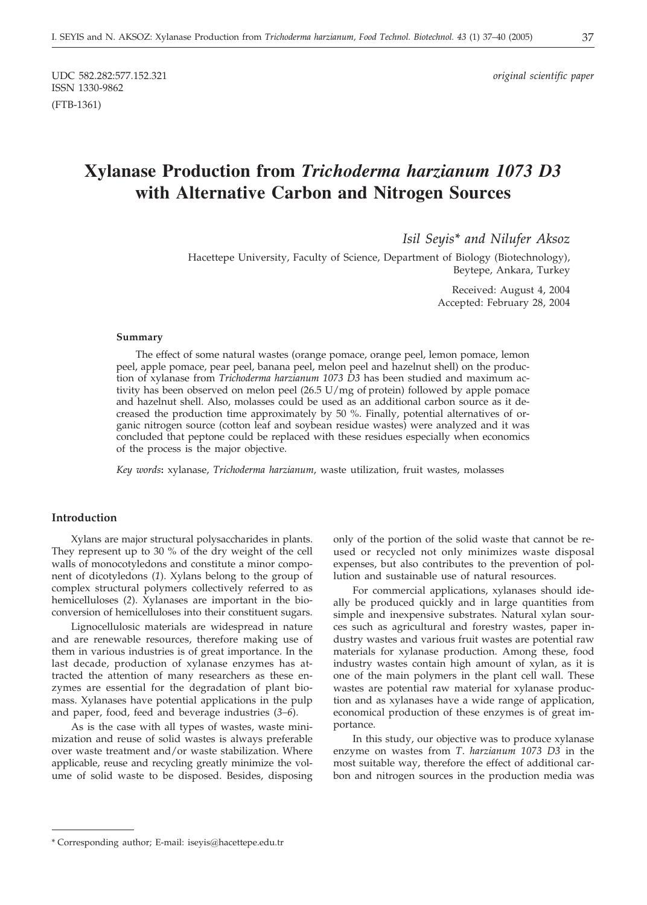UDC 582.282:577.152.321

ISSN 1330-9862

(FTB-1361)

*original scientific paper*

# Xylanase Production from *Trichoderma harzianum 1073 D3* with Alternative Carbon and Nitrogen Sources

*Isil Seyis\* and Nilufer Aksoz*

Hacettepe University, Faculty of Science, Department of Biology (Biotechnology), Beytepe, Ankara, Turkey

Received: August 4, 2004
Accepted: February 28, 2004

### Summary

The effect of some natural wastes (orange pomace, orange peel, lemon pomace, lemon peel, apple pomace, pear peel, banana peel, melon peel and hazelnut shell) on the production of xylanase from *Trichoderma harzianum 1073 D3* has been studied and maximum activity has been observed on melon peel (26.5 U/mg of protein) followed by apple pomace and hazelnut shell. Also, molasses could be used as an additional carbon source as it decreased the production time approximately by 50 %. Finally, potential alternatives of organic nitrogen source (cotton leaf and soybean residue wastes) were analyzed and it was concluded that peptone could be replaced with these residues especially when economics of the process is the major objective.

*Key words*: xylanase, *Trichoderma harzianum*, waste utilization, fruit wastes, molasses

## Introduction

Xylans are major structural polysaccharides in plants. They represent up to 30 % of the dry weight of the cell walls of monocotyledons and constitute a minor component of dicotyledons (*1*). Xylans belong to the group of complex structural polymers collectively referred to as hemicelluloses (*2*). Xylanases are important in the bioconversion of hemicelluloses into their constituent sugars.

Lignocellulosic materials are widespread in nature and are renewable resources, therefore making use of them in various industries is of great importance. In the last decade, production of xylanase enzymes has attracted the attention of many researchers as these enzymes are essential for the degradation of plant biomass. Xylanases have potential applications in the pulp and paper, food, feed and beverage industries (*3–6*).

As is the case with all types of wastes, waste minimization and reuse of solid wastes is always preferable over waste treatment and/or waste stabilization. Where applicable, reuse and recycling greatly minimize the volume of solid waste to be disposed. Besides, disposing only of the portion of the solid waste that cannot be reused or recycled not only minimizes waste disposal expenses, but also contributes to the prevention of pollution and sustainable use of natural resources.

For commercial applications, xylanases should ideally be produced quickly and in large quantities from simple and inexpensive substrates. Natural xylan sources such as agricultural and forestry wastes, paper industry wastes and various fruit wastes are potential raw materials for xylanase production. Among these, food industry wastes contain high amount of xylan, as it is one of the main polymers in the plant cell wall. These wastes are potential raw material for xylanase production and as xylanases have a wide range of application, economical production of these enzymes is of great importance.

In this study, our objective was to produce xylanase enzyme on wastes from *T. harzianum 1073 D3* in the most suitable way, therefore the effect of additional carbon and nitrogen sources in the production media was

---

\* Corresponding author; E-mail: iseyis@hacettepe.edu.tr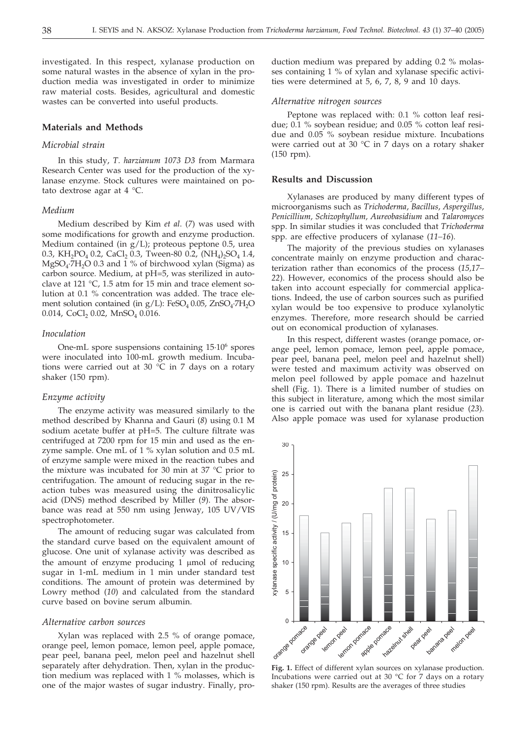investigated. In this respect, xylanase production on some natural wastes in the absence of xylan in the production media was investigated in order to minimize raw material costs. Besides, agricultural and domestic wastes can be converted into useful products.

## Materials and Methods

### *Microbial strain*

In this study, *T. harzianum 1073 D3* from Marmara Research Center was used for the production of the xylanase enzyme. Stock cultures were maintained on potato dextrose agar at 4 °C.

### *Medium*

Medium described by Kim *et al.* (*7*) was used with some modifications for growth and enzyme production. Medium contained (in g/L); proteous peptone 0.5, urea 0.3, $KH_2PO_4$ 0.2, $CaCl_2$ 0.3, Tween-80 0.2, $(NH_4)_2SO_4$ 1.4, $MgSO_4 \cdot 7H_2O$ 0.3 and 1 % of birchwood xylan (Sigma) as carbon source. Medium, at pH=5, was sterilized in autoclave at 121 °C, 1.5 atm for 15 min and trace element solution at 0.1 % concentration was added. The trace element solution contained (in g/L): $FeSO_4$ 0.05, $ZnSO_4 \cdot 7H_2O$ 0.014, $CoCl_2$ 0.02, $MnSO_4$ 0.016.

### *Inoculation*

One-mL spore suspensions containing $15 \cdot 10^6$ spores were inoculated into 100-mL growth medium. Incubations were carried out at 30 °C in 7 days on a rotary shaker (150 rpm).

### *Enzyme activity*

The enzyme activity was measured similarly to the method described by Khanna and Gauri (*8*) using 0.1 M sodium acetate buffer at pH=5. The culture filtrate was centrifuged at 7200 rpm for 15 min and used as the enzyme sample. One mL of 1 % xylan solution and 0.5 mL of enzyme sample were mixed in the reaction tubes and the mixture was incubated for 30 min at 37 °C prior to centrifugation. The amount of reducing sugar in the reaction tubes was measured using the dinitrosalicylic acid (DNS) method described by Miller (*9*). The absorbance was read at 550 nm using Jenway, 105 UV/VIS spectrophotometer.

The amount of reducing sugar was calculated from the standard curve based on the equivalent amount of glucose. One unit of xylanase activity was described as the amount of enzyme producing 1 μmol of reducing sugar in 1-mL medium in 1 min under standard test conditions. The amount of protein was determined by Lowry method (*10*) and calculated from the standard curve based on bovine serum albumin.

### *Alternative carbon sources*

Xylan was replaced with 2.5 % of orange pomace, orange peel, lemon pomace, lemon peel, apple pomace, pear peel, banana peel, melon peel and hazelnut shell separately after dehydration. Then, xylan in the production medium was replaced with 1 % molasses, which is one of the major wastes of sugar industry. Finally, production medium was prepared by adding 0.2 % molasses containing 1 % of xylan and xylanase specific activities were determined at 5, 6, 7, 8, 9 and 10 days.

### *Alternative nitrogen sources*

Peptone was replaced with: 0.1 % cotton leaf residue; 0.1 % soybean residue; and 0.05 % cotton leaf residue and 0.05 % soybean residue mixture. Incubations were carried out at 30 °C in 7 days on a rotary shaker (150 rpm).

## Results and Discussion

Xylanases are produced by many different types of microorganisms such as *Trichoderma*, *Bacillus*, *Aspergillus*, *Penicillium*, *Schizophyllum*, *Aureobasidium* and *Talaromyces* spp. In similar studies it was concluded that *Trichoderma* spp. are effective producers of xylanase (*11–16*).

The majority of the previous studies on xylanases concentrate mainly on enzyme production and characterization rather than economics of the process (*15,17–22*). However, economics of the process should also be taken into account especially for commercial applications. Indeed, the use of carbon sources such as purified xylan would be too expensive to produce xylanolytic enzymes. Therefore, more research should be carried out on economical production of xylanases.

In this respect, different wastes (orange pomace, orange peel, lemon pomace, lemon peel, apple pomace, pear peel, banana peel, melon peel and hazelnut shell) were tested and maximum activity was observed on melon peel followed by apple pomace and hazelnut shell (Fig. 1). There is a limited number of studies on this subject in literature, among which the most similar one is carried out with the banana plant residue (*23*). Also apple pomace was used for xylanase production

**Fig. 1.** Effect of different xylan sources on xylanase production. Incubations were carried out at 30 °C for 7 days on a rotary shaker (150 rpm). Results are the averages of three studies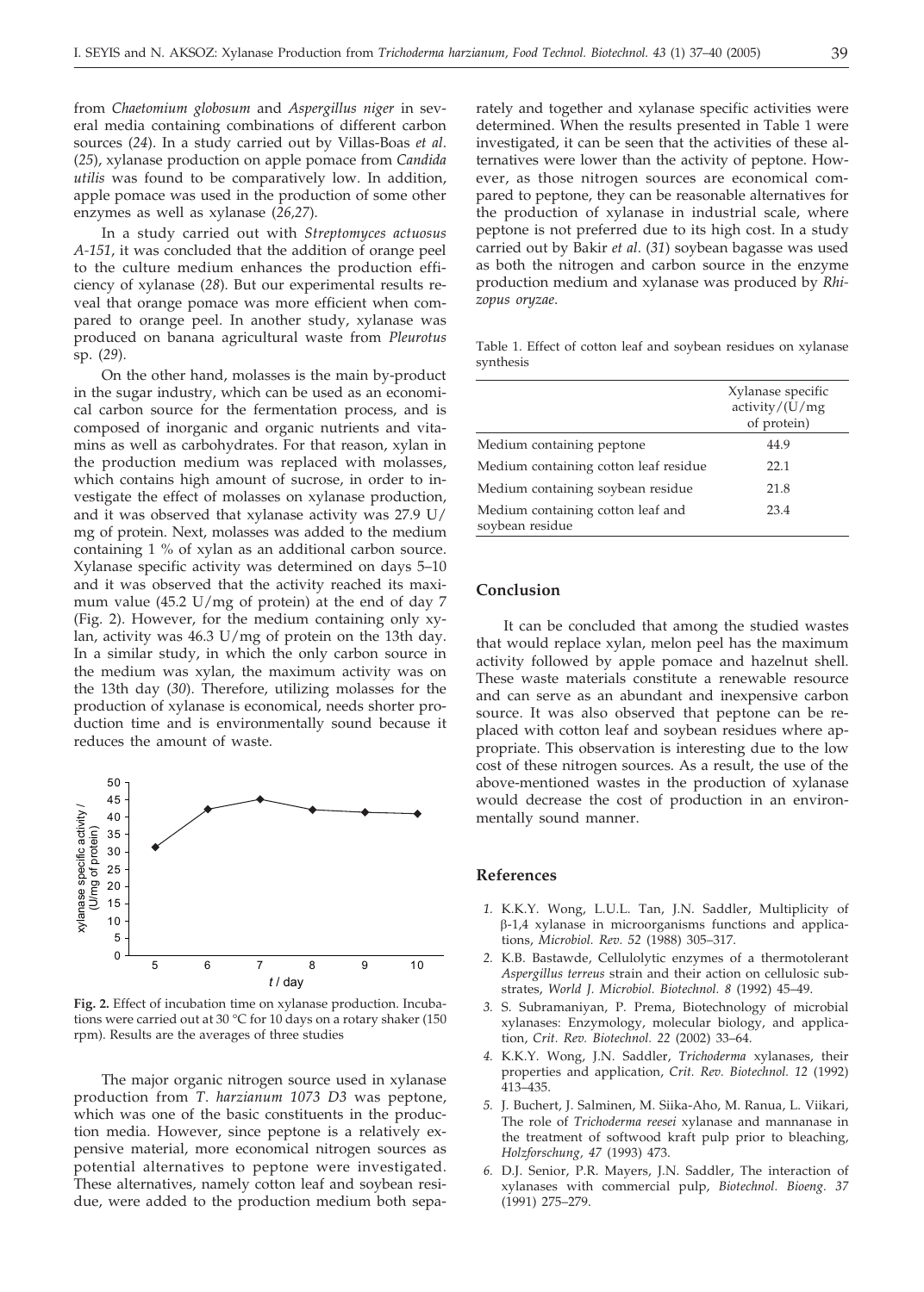from *Chaetomium globosum* and *Aspergillus niger* in several media containing combinations of different carbon sources (*24*). In a study carried out by Villas-Boas *et al*. (*25*), xylanase production on apple pomace from *Candida utilis* was found to be comparatively low. In addition, apple pomace was used in the production of some other enzymes as well as xylanase (*26,27*).

In a study carried out with *Streptomyces actuosus A-151*, it was concluded that the addition of orange peel to the culture medium enhances the production efficiency of xylanase (*28*). But our experimental results reveal that orange pomace was more efficient when compared to orange peel. In another study, xylanase was produced on banana agricultural waste from *Pleurotus* sp. (*29*).

On the other hand, molasses is the main by-product in the sugar industry, which can be used as an economical carbon source for the fermentation process, and is composed of inorganic and organic nutrients and vitamins as well as carbohydrates. For that reason, xylan in the production medium was replaced with molasses, which contains high amount of sucrose, in order to investigate the effect of molasses on xylanase production, and it was observed that xylanase activity was 27.9 U/mg of protein. Next, molasses was added to the medium containing 1 % of xylan as an additional carbon source. Xylanase specific activity was determined on days 5–10 and it was observed that the activity reached its maximum value (45.2 U/mg of protein) at the end of day 7 (Fig. 2). However, for the medium containing only xylan, activity was 46.3 U/mg of protein on the 13th day. In a similar study, in which the only carbon source in the medium was xylan, the maximum activity was on the 13th day (*30*). Therefore, utilizing molasses for the production of xylanase is economical, needs shorter production time and is environmentally sound because it reduces the amount of waste.

**Fig. 2.** Effect of incubation time on xylanase production. Incubations were carried out at 30 °C for 10 days on a rotary shaker (150 rpm). Results are the averages of three studies

The major organic nitrogen source used in xylanase production from *T. harzianum 1073 D3* was peptone, which was one of the basic constituents in the production media. However, since peptone is a relatively expensive material, more economical nitrogen sources as potential alternatives to peptone were investigated. These alternatives, namely cotton leaf and soybean residue, were added to the production medium both separately and together and xylanase specific activities were determined. When the results presented in Table 1 were investigated, it can be seen that the activities of these alternatives were lower than the activity of peptone. However, as those nitrogen sources are economical compared to peptone, they can be reasonable alternatives for the production of xylanase in industrial scale, where peptone is not preferred due to its high cost. In a study carried out by Bakir *et al*. (*31*) soybean bagasse was used as both the nitrogen and carbon source in the enzyme production medium and xylanase was produced by *Rhizopus oryzae*.

Table 1. Effect of cotton leaf and soybean residues on xylanase synthesis

| | Xylanase specific activity/(U/mg of protein) |
|---|---|
| Medium containing peptone | 44.9 |
| Medium containing cotton leaf residue | 22.1 |
| Medium containing soybean residue | 21.8 |
| Medium containing cotton leaf and soybean residue | 23.4 |

## Conclusion

It can be concluded that among the studied wastes that would replace xylan, melon peel has the maximum activity followed by apple pomace and hazelnut shell. These waste materials constitute a renewable resource and can serve as an abundant and inexpensive carbon source. It was also observed that peptone can be replaced with cotton leaf and soybean residues where appropriate. This observation is interesting due to the low cost of these nitrogen sources. As a result, the use of the above-mentioned wastes in the production of xylanase would decrease the cost of production in an environmentally sound manner.

## References

1. K.K.Y. Wong, L.U.L. Tan, J.N. Saddler, Multiplicity of β-1,4 xylanase in microorganisms functions and applications, *Microbiol. Rev. 52* (1988) 305–317.
2. K.B. Bastawde, Cellulolytic enzymes of a thermotolerant *Aspergillus terreus* strain and their action on cellulosic substrates, *World J. Microbiol. Biotechnol. 8* (1992) 45–49.
3. S. Subramaniyan, P. Prema, Biotechnology of microbial xylanases: Enzymology, molecular biology, and application, *Crit. Rev. Biotechnol. 22* (2002) 33–64.
4. K.K.Y. Wong, J.N. Saddler, *Trichoderma* xylanases, their properties and application, *Crit. Rev. Biotechnol. 12* (1992) 413–435.
5. J. Buchert, J. Salminen, M. Siika-Aho, M. Ranua, L. Viikari, The role of *Trichoderma reesei* xylanase and mannanase in the treatment of softwood kraft pulp prior to bleaching, *Holzforschung, 47* (1993) 473.
6. D.J. Senior, P.R. Mayers, J.N. Saddler, The interaction of xylanases with commercial pulp, *Biotechnol. Bioeng. 37* (1991) 275–279.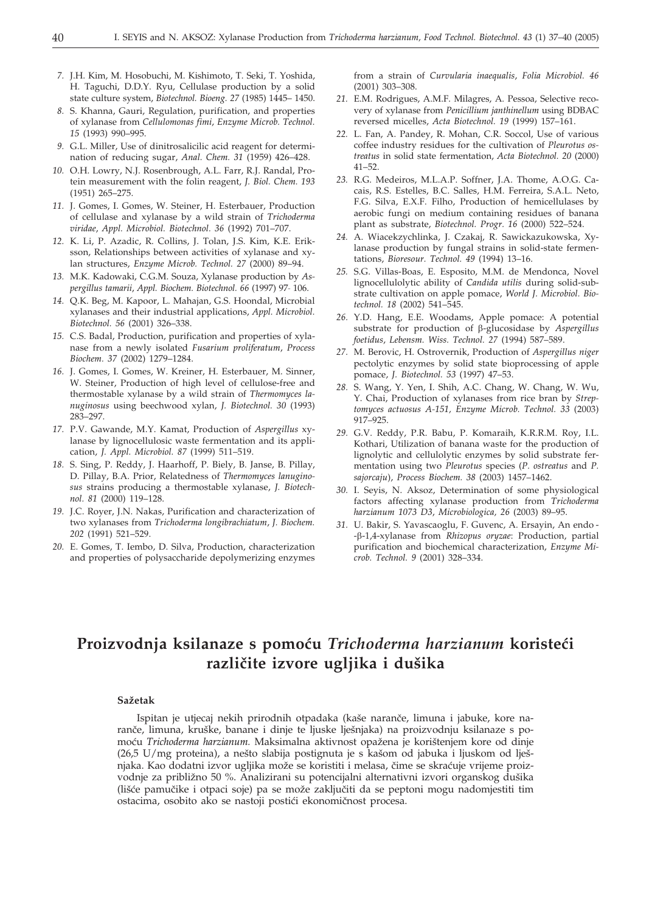7. J.H. Kim, M. Hosobuchi, M. Kishimoto, T. Seki, T. Yoshida, H. Taguchi, D.D.Y. Ryu, Cellulase production by a solid state culture system, *Biotechnol. Bioeng. 27* (1985) 1445– 1450.

8. S. Khanna, Gauri, Regulation, purification, and properties of xylanase from *Cellulomonas fimi*, *Enzyme Microb. Technol. 15* (1993) 990–995.

9. G.L. Miller, Use of dinitrosalicilic acid reagent for determination of reducing sugar, *Anal. Chem. 31* (1959) 426–428.

10. O.H. Lowry, N.J. Rosenbrough, A.L. Farr, R.J. Randal, Protein measurement with the folin reagent, *J. Biol. Chem. 193* (1951) 265–275.

11. J. Gomes, I. Gomes, W. Steiner, H. Esterbauer, Production of cellulase and xylanase by a wild strain of *Trichoderma viridae*, *Appl. Microbiol. Biotechnol. 36* (1992) 701–707.

12. K. Li, P. Azadic, R. Collins, J. Tolan, J.S. Kim, K.E. Eriksson, Relationships between activities of xylanase and xylan structures, *Enzyme Microb. Technol. 27* (2000) 89–94.

13. M.K. Kadowaki, C.G.M. Souza, Xylanase production by *Aspergillus tamarii*, *Appl. Biochem. Biotechnol. 66* (1997) 97- 106.

14. Q.K. Beg, M. Kapoor, L. Mahajan, G.S. Hoondal, Microbial xylanases and their industrial applications, *Appl. Microbiol. Biotechnol. 56* (2001) 326–338.

15. C.S. Badal, Production, purification and properties of xylanase from a newly isolated *Fusarium proliferatum*, *Process Biochem. 37* (2002) 1279–1284.

16. J. Gomes, I. Gomes, W. Kreiner, H. Esterbauer, M. Sinner, W. Steiner, Production of high level of cellulose-free and thermostable xylanase by a wild strain of *Thermomyces lanuginosus* using beechwood xylan, *J. Biotechnol. 30* (1993) 283–297.

17. P.V. Gawande, M.Y. Kamat, Production of *Aspergillus* xylanase by lignocellulosic waste fermentation and its application, *J. Appl. Microbiol. 87* (1999) 511–519.

18. S. Sing, P. Reddy, J. Haarhoff, P. Biely, B. Janse, B. Pillay, D. Pillay, B.A. Prior, Relatedness of *Thermomyces lanuginosus* strains producing a thermostable xylanase, *J. Biotechnol. 81* (2000) 119–128.

19. J.C. Royer, J.N. Nakas, Purification and characterization of two xylanases from *Trichoderma longibrachiatum*, *J. Biochem. 202* (1991) 521–529.

20. E. Gomes, T. Iembo, D. Silva, Production, characterization and properties of polysaccharide depolymerizing enzymes from a strain of *Curvularia inaequalis*, *Folia Microbiol. 46* (2001) 303–308.

21. E.M. Rodrigues, A.M.F. Milagres, A. Pessoa, Selective recovery of xylanase from *Penicillium janthinellum* using BDBAC reversed micelles, *Acta Biotechnol. 19* (1999) 157–161.

22. L. Fan, A. Pandey, R. Mohan, C.R. Soccol, Use of various coffee industry residues for the cultivation of *Pleurotus ostreatus* in solid state fermentation, *Acta Biotechnol. 20* (2000) 41–52.

23. R.G. Medeiros, M.L.A.P. Soffner, J.A. Thome, A.O.G. Cacais, R.S. Estelles, B.C. Salles, H.M. Ferreira, S.A.L. Neto, F.G. Silva, E.X.F. Filho, Production of hemicellulases by aerobic fungi on medium containing residues of banana plant as substrate, *Biotechnol. Progr. 16* (2000) 522–524.

24. A. Wiacekzychlinka, J. Czakaj, R. Sawickazukowska, Xylanase production by fungal strains in solid-state fermentations, *Bioresour. Technol. 49* (1994) 13–16.

25. S.G. Villas-Boas, E. Esposito, M.M. de Mendonca, Novel lignocellulolytic ability of *Candida utilis* during solid-substrate cultivation on apple pomace, *World J. Microbiol. Biotechnol. 18* (2002) 541–545.

26. Y.D. Hang, E.E. Woodams, Apple pomace: A potential substrate for production of β-glucosidase by *Aspergillus foetidus*, *Lebensm. Wiss. Technol. 27* (1994) 587–589.

27. M. Berovic, H. Ostrovernik, Production of *Aspergillus niger* pectolytic enzymes by solid state bioprocessing of apple pomace, *J. Biotechnol. 53* (1997) 47–53.

28. S. Wang, Y. Yen, I. Shih, A.C. Chang, W. Chang, W. Wu, Y. Chai, Production of xylanases from rice bran by *Streptomyces actuosus A-151*, *Enzyme Microb. Technol. 33* (2003) 917–925.

29. G.V. Reddy, P.R. Babu, P. Komaraih, K.R.R.M. Roy, I.L. Kothari, Utilization of banana waste for the production of lignolytic and cellulolytic enzymes by solid substrate fermentation using two *Pleurotus* species (*P. ostreatus* and *P. sajorcaju*), *Process Biochem. 38* (2003) 1457–1462.

30. I. Seyis, N. Aksoz, Determination of some physiological factors affecting xylanase production from *Trichoderma harzianum 1073 D3*, *Microbiologica, 26* (2003) 89–95.

31. U. Bakir, S. Yavascaoglu, F. Guvenc, A. Ersayin, An endo--β-1,4-xylanase from *Rhizopus oryzae*: Production, partial purification and biochemical characterization, *Enzyme Microb. Technol. 9* (2001) 328–334.

# Proizvodnja ksilanaze s pomoću *Trichoderma harzianum* koristeći različite izvore ugljika i dušika

## Sažetak

Ispitan je utjecaj nekih prirodnih otpadaka (kaše naranče, limuna i jabuke, kore naranče, limuna, kruške, banane i dinje te ljuske lješnjaka) na proizvodnju ksilanaze s pomoću *Trichoderma harzianum.* Maksimalna aktivnost opažena je korištenjem kore od dinje (26,5 U/mg proteina), a nešto slabija postignuta je s kašom od jabuka i ljuskom od lješnjaka. Kao dodatni izvor ugljika može se koristiti i melasa, čime se skraćuje vrijeme proizvodnje za približno 50 %. Analizirani su potencijalni alternativni izvori organskog dušika (lišće pamučike i otpaci soje) pa se može zaključiti da se peptoni mogu nadomjestiti tim ostacima, osobito ako se nastoji postići ekonomičnost procesa.